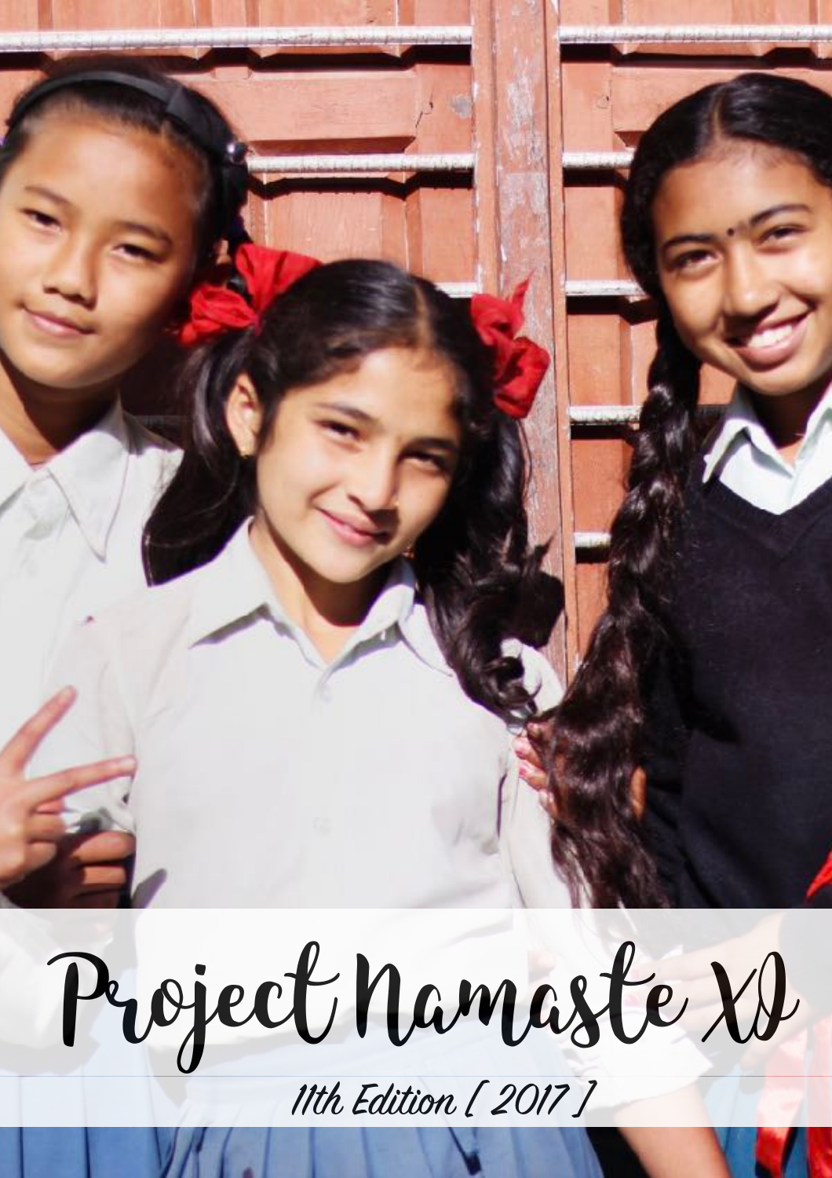# Project Namaste XI

11th Edition [ 2017 ]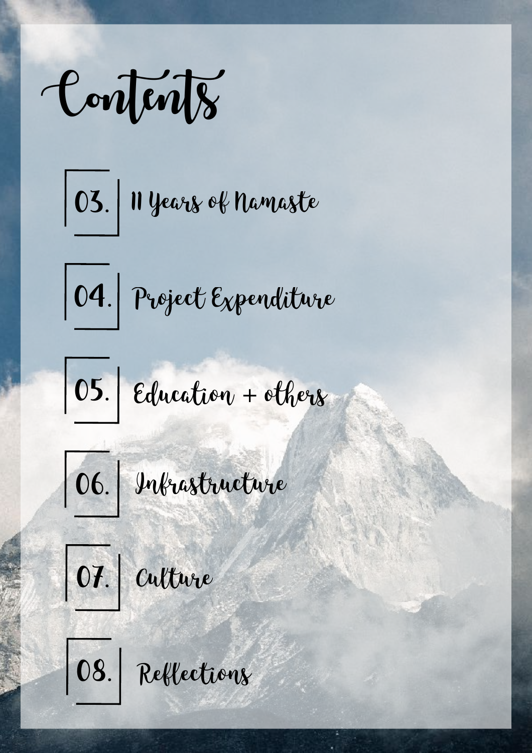# Contents

- 03. 11 Years of Namaste
- 04. Project Expenditure
- 05. Education + others
- 06. Infrastructure
- 07. Culture
- 08. Reflections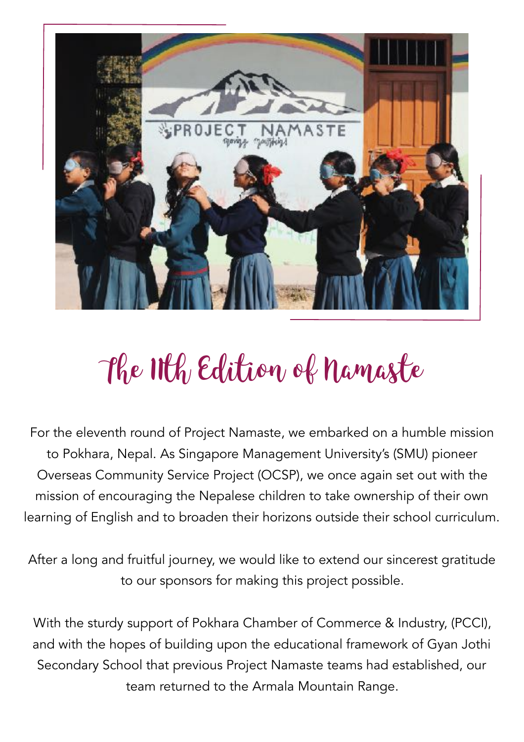# The 11th Edition of Namaste

For the eleventh round of Project Namaste, we embarked on a humble mission to Pokhara, Nepal. As Singapore Management University's (SMU) pioneer Overseas Community Service Project (OCSP), we once again set out with the mission of encouraging the Nepalese children to take ownership of their own learning of English and to broaden their horizons outside their school curriculum.

After a long and fruitful journey, we would like to extend our sincerest gratitude to our sponsors for making this project possible.

With the sturdy support of Pokhara Chamber of Commerce & Industry, (PCCI), and with the hopes of building upon the educational framework of Gyan Jothi Secondary School that previous Project Namaste teams had established, our team returned to the Armala Mountain Range.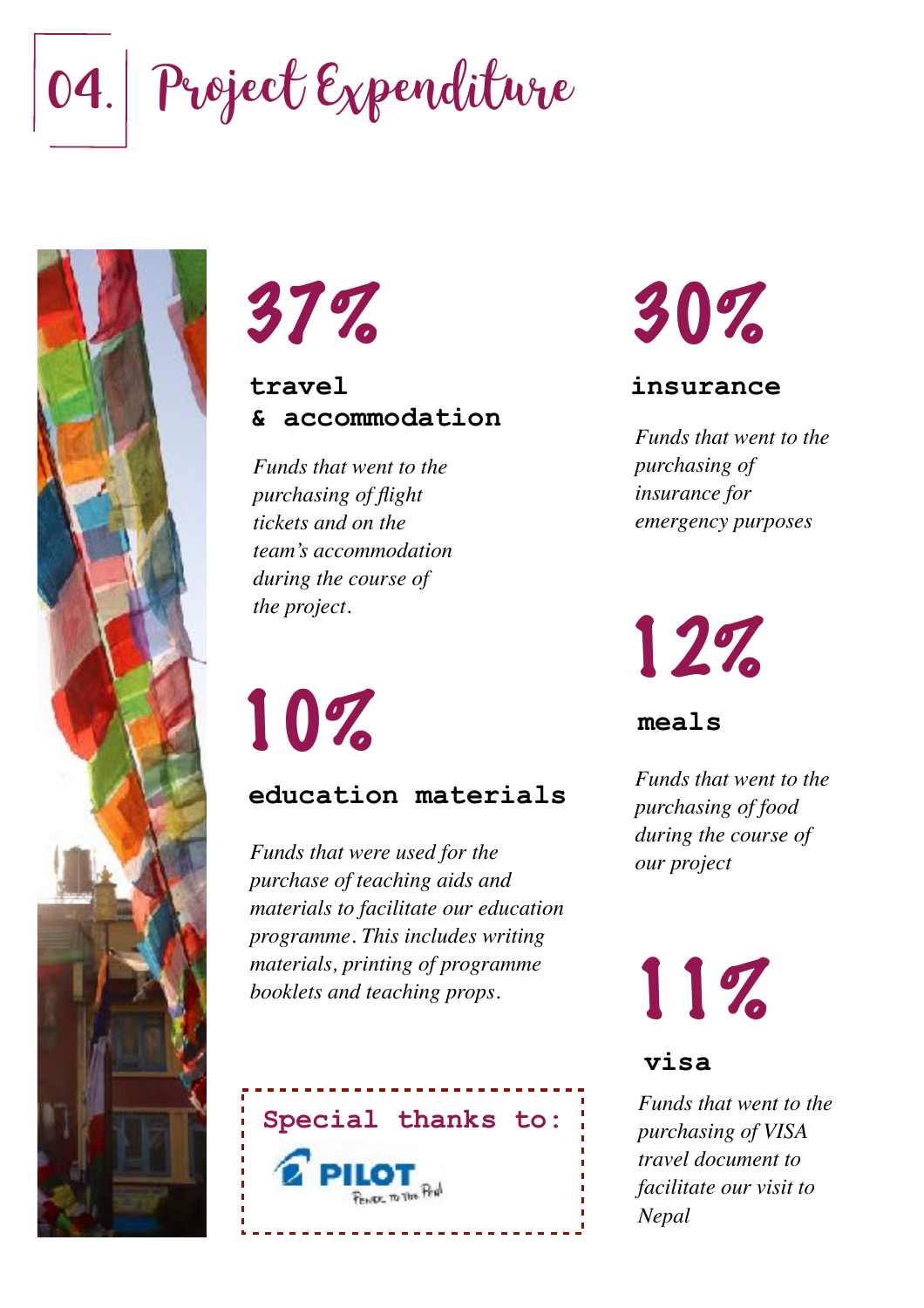# 04. Project Expenditure

## 37%

**travel & accommodation**

*Funds that went to the purchasing of flight tickets and on the team's accommodation during the course of the project.*

## 10%

**education materials**

*Funds that were used for the purchase of teaching aids and materials to facilitate our education programme. This includes writing materials, printing of programme booklets and teaching props.*

## 30%

**insurance**

*Funds that went to the purchasing of insurance for emergency purposes*

## 12%

**meals**

*Funds that went to the purchasing of food during the course of our project*

## 11%

**visa**

*Funds that went to the purchasing of VISA travel document to facilitate our visit to Nepal*

**Special thanks to:**

PILOT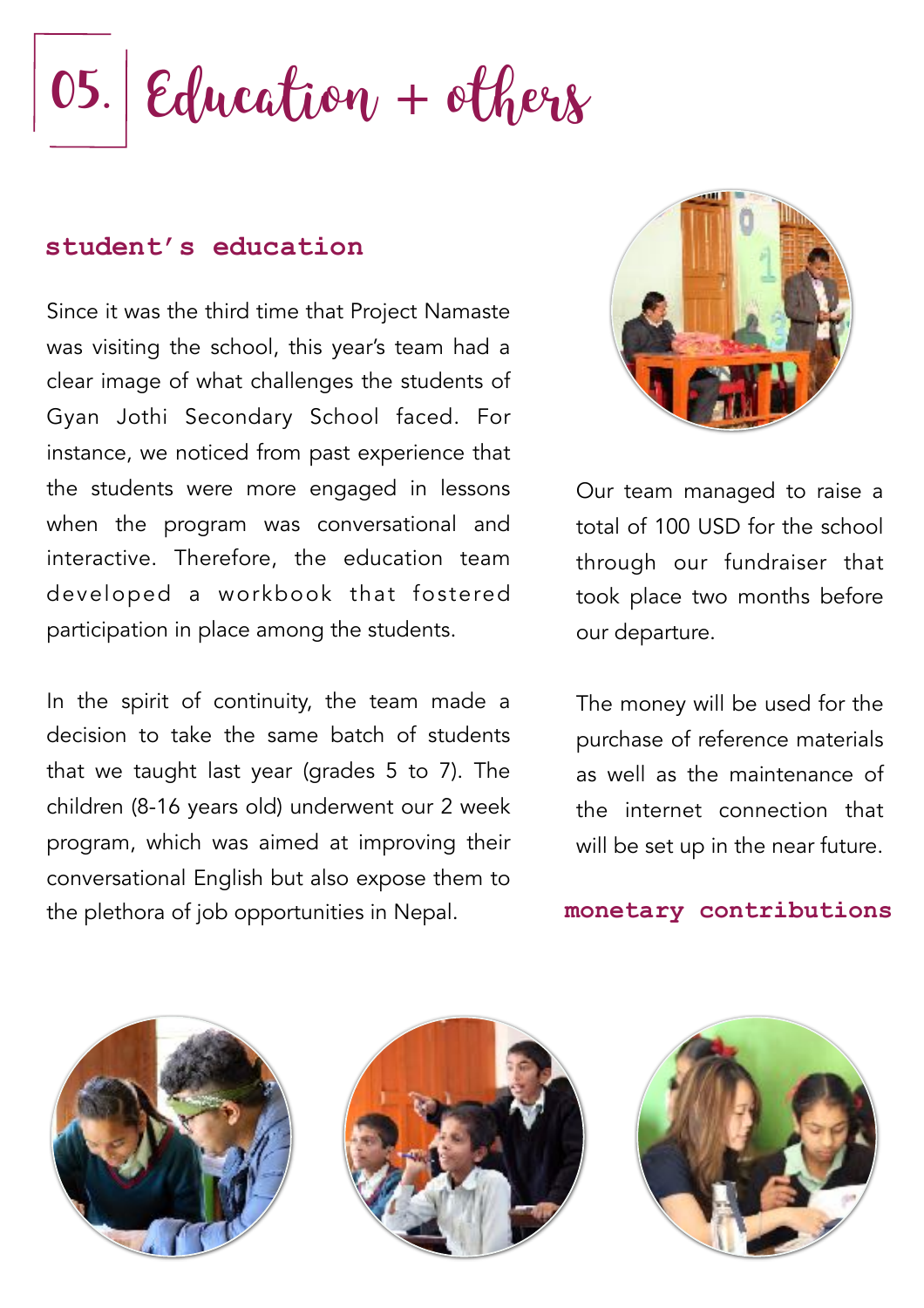# 05. Education + others

## student's education

Since it was the third time that Project Namaste was visiting the school, this year's team had a clear image of what challenges the students of Gyan Jothi Secondary School faced. For instance, we noticed from past experience that the students were more engaged in lessons when the program was conversational and interactive. Therefore, the education team developed a workbook that fostered participation in place among the students.

In the spirit of continuity, the team made a decision to take the same batch of students that we taught last year (grades 5 to 7). The children (8-16 years old) underwent our 2 week program, which was aimed at improving their conversational English but also expose them to the plethora of job opportunities in Nepal.

## monetary contributions

Our team managed to raise a total of 100 USD for the school through our fundraiser that took place two months before our departure.

The money will be used for the purchase of reference materials as well as the maintenance of the internet connection that will be set up in the near future.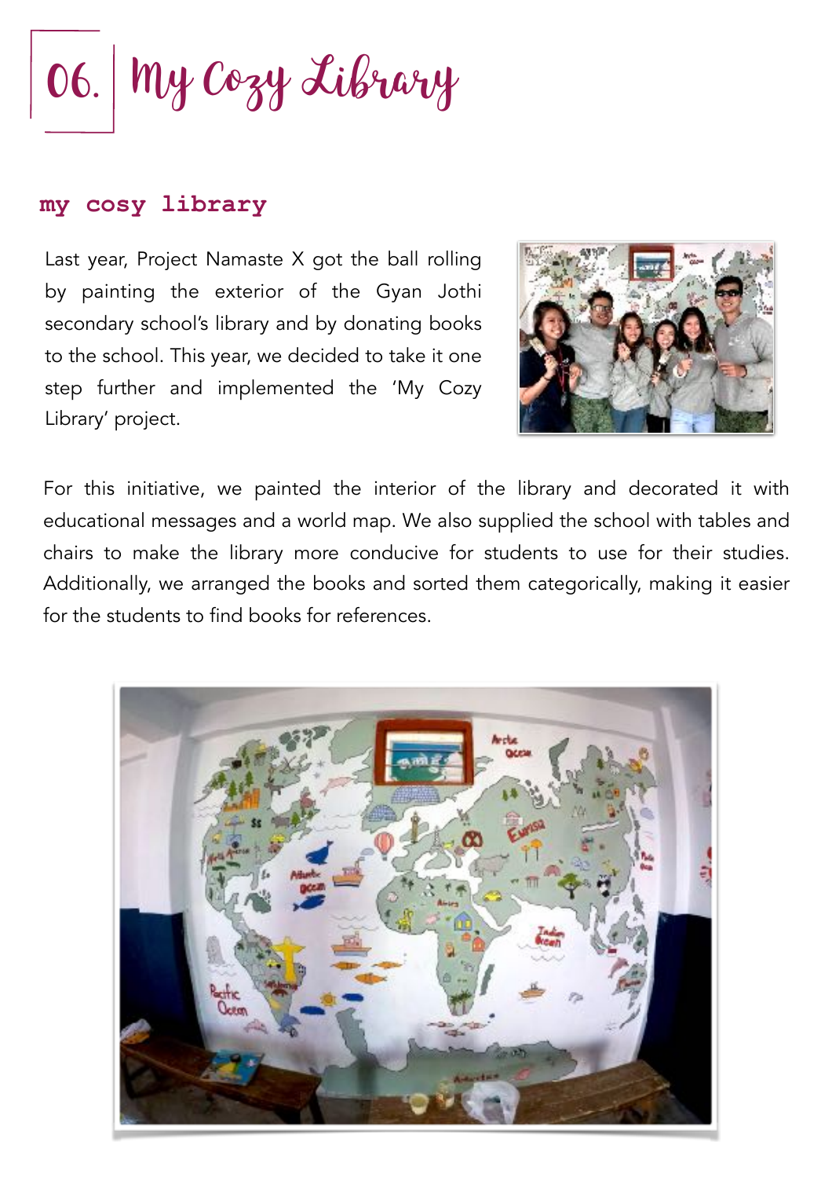# 06. My Cozy Library

## my cosy library

Last year, Project Namaste X got the ball rolling by painting the exterior of the Gyan Jothi secondary school's library and by donating books to the school. This year, we decided to take it one step further and implemented the 'My Cozy Library' project.

For this initiative, we painted the interior of the library and decorated it with educational messages and a world map. We also supplied the school with tables and chairs to make the library more conducive for students to use for their studies. Additionally, we arranged the books and sorted them categorically, making it easier for the students to find books for references.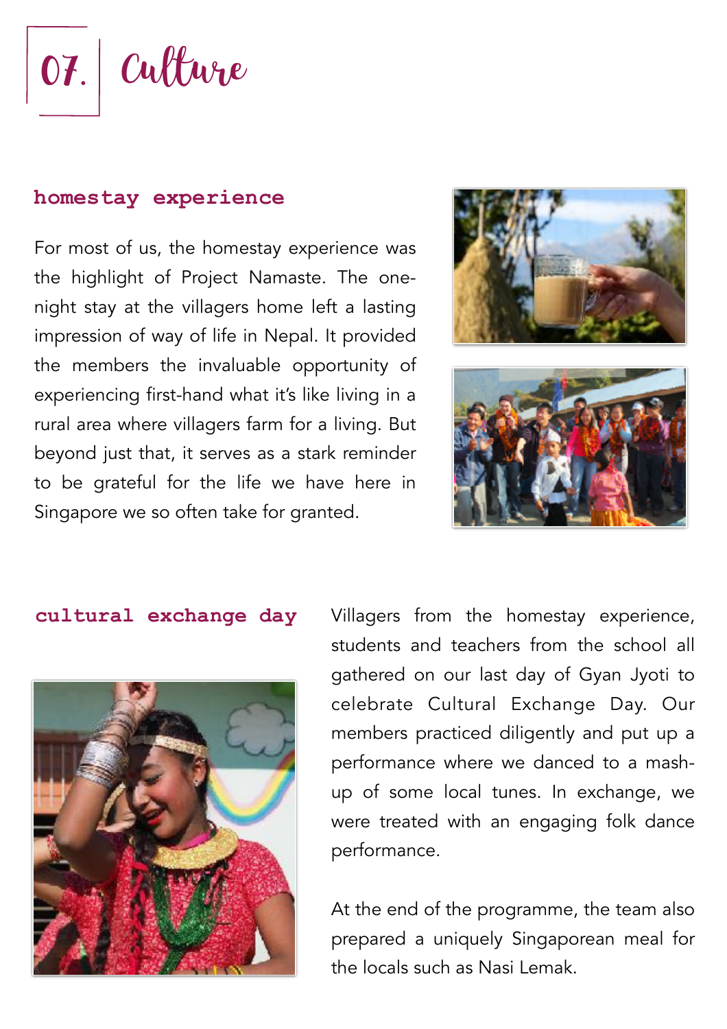# 07. Culture

## homestay experience

For most of us, the homestay experience was the highlight of Project Namaste. The one-night stay at the villagers home left a lasting impression of way of life in Nepal. It provided the members the invaluable opportunity of experiencing first-hand what it's like living in a rural area where villagers farm for a living. But beyond just that, it serves as a stark reminder to be grateful for the life we have here in Singapore we so often take for granted.

## cultural exchange day

Villagers from the homestay experience, students and teachers from the school all gathered on our last day of Gyan Jyoti to celebrate Cultural Exchange Day. Our members practiced diligently and put up a performance where we danced to a mash-up of some local tunes. In exchange, we were treated with an engaging folk dance performance.

At the end of the programme, the team also prepared a uniquely Singaporean meal for the locals such as Nasi Lemak.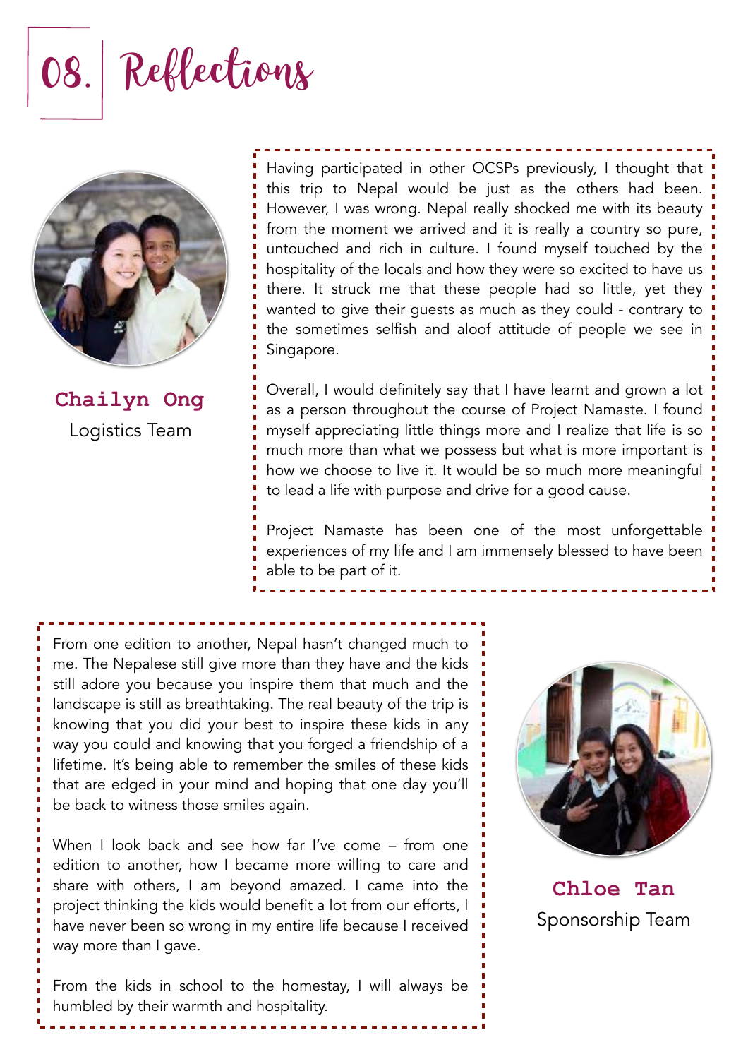# 08. Reflections

**Chailyn Ong**
Logistics Team

Having participated in other OCSPs previously, I thought that this trip to Nepal would be just as the others had been. However, I was wrong. Nepal really shocked me with its beauty from the moment we arrived and it is really a country so pure, untouched and rich in culture. I found myself touched by the hospitality of the locals and how they were so excited to have us there. It struck me that these people had so little, yet they wanted to give their guests as much as they could - contrary to the sometimes selfish and aloof attitude of people we see in Singapore.

Overall, I would definitely say that I have learnt and grown a lot as a person throughout the course of Project Namaste. I found myself appreciating little things more and I realize that life is so much more than what we possess but what is more important is how we choose to live it. It would be so much more meaningful to lead a life with purpose and drive for a good cause.

Project Namaste has been one of the most unforgettable experiences of my life and I am immensely blessed to have been able to be part of it.

**Chloe Tan**
Sponsorship Team

From one edition to another, Nepal hasn't changed much to me. The Nepalese still give more than they have and the kids still adore you because you inspire them that much and the landscape is still as breathtaking. The real beauty of the trip is knowing that you did your best to inspire these kids in any way you could and knowing that you forged a friendship of a lifetime. It's being able to remember the smiles of these kids that are edged in your mind and hoping that one day you'll be back to witness those smiles again.

When I look back and see how far I've come – from one edition to another, how I became more willing to care and share with others, I am beyond amazed. I came into the project thinking the kids would benefit a lot from our efforts, I have never been so wrong in my entire life because I received way more than I gave.

From the kids in school to the homestay, I will always be humbled by their warmth and hospitality.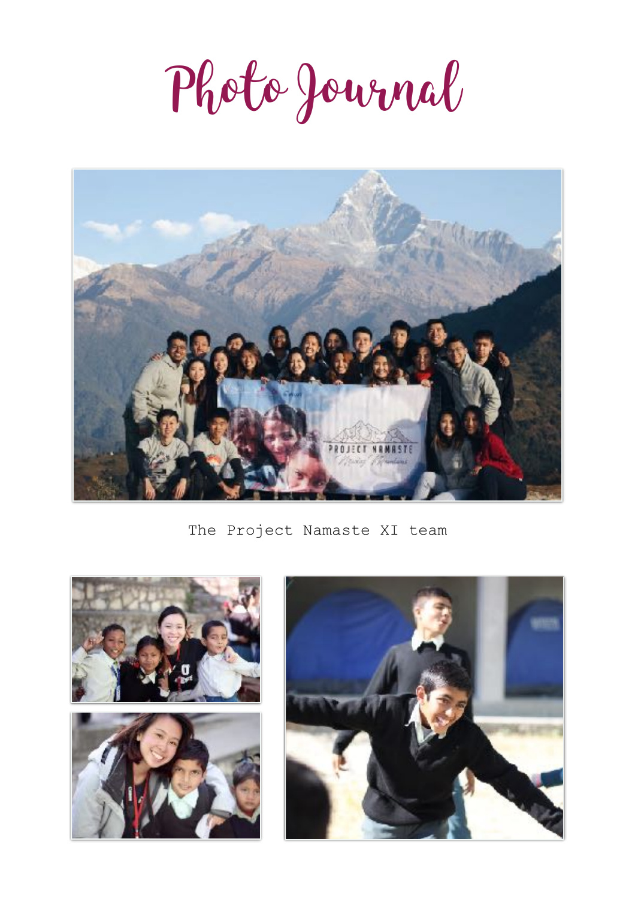# Photo Journal

The Project Namaste XI team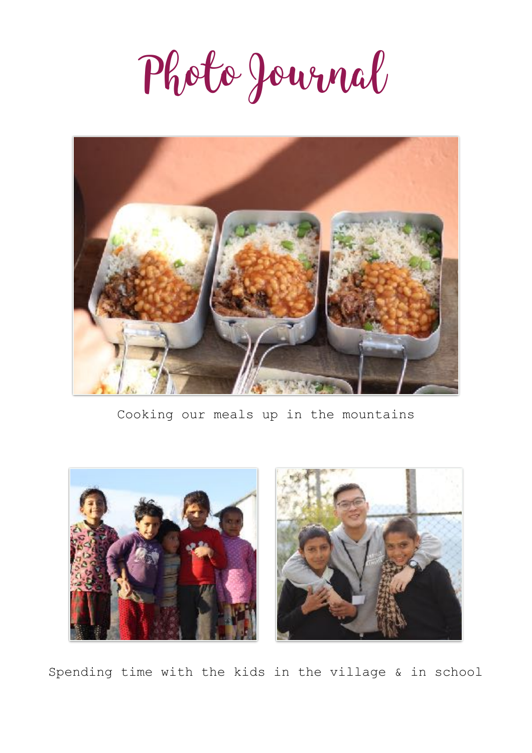# Photo Journal

Cooking our meals up in the mountains

Spending time with the kids in the village & in school